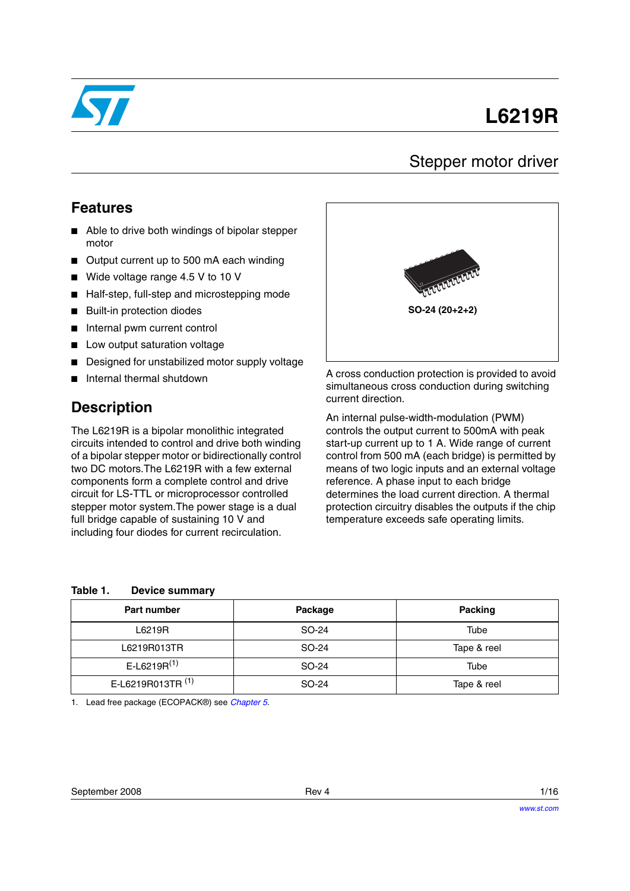# L6219R

## Stepper motor driver

## Features

- Able to drive both windings of bipolar stepper motor
- Output current up to 500 mA each winding
- Wide voltage range 4.5 V to 10 V
- Half-step, full-step and microstepping mode
- Built-in protection diodes
- Internal pwm current control
- Low output saturation voltage
- Designed for unstabilized motor supply voltage
- Internal thermal shutdown

SO-24 (20+2+2)

## Description

The L6219R is a bipolar monolithic integrated circuits intended to control and drive both winding of a bipolar stepper motor or bidirectionally control two DC motors.The L6219R with a few external components form a complete control and drive circuit for LS-TTL or microprocessor controlled stepper motor system.The power stage is a dual full bridge capable of sustaining 10 V and including four diodes for current recirculation.

A cross conduction protection is provided to avoid simultaneous cross conduction during switching current direction.

An internal pulse-width-modulation (PWM) controls the output current to 500mA with peak start-up current up to 1 A. Wide range of current control from 500 mA (each bridge) is permitted by means of two logic inputs and an external voltage reference. A phase input to each bridge determines the load current direction. A thermal protection circuitry disables the outputs if the chip temperature exceeds safe operating limits.

**Table 1. Device summary**

| Part number | Package | Packing |
|---|---|---|
| L6219R | SO-24 | Tube |
| L6219R013TR | SO-24 | Tape & reel |
| E-L6219R[1] | SO-24 | Tube |
| E-L6219R013TR [1] | SO-24 | Tape & reel |

1. Lead free package (ECOPACK®) see *Chapter 5*.

September 2008 Rev 4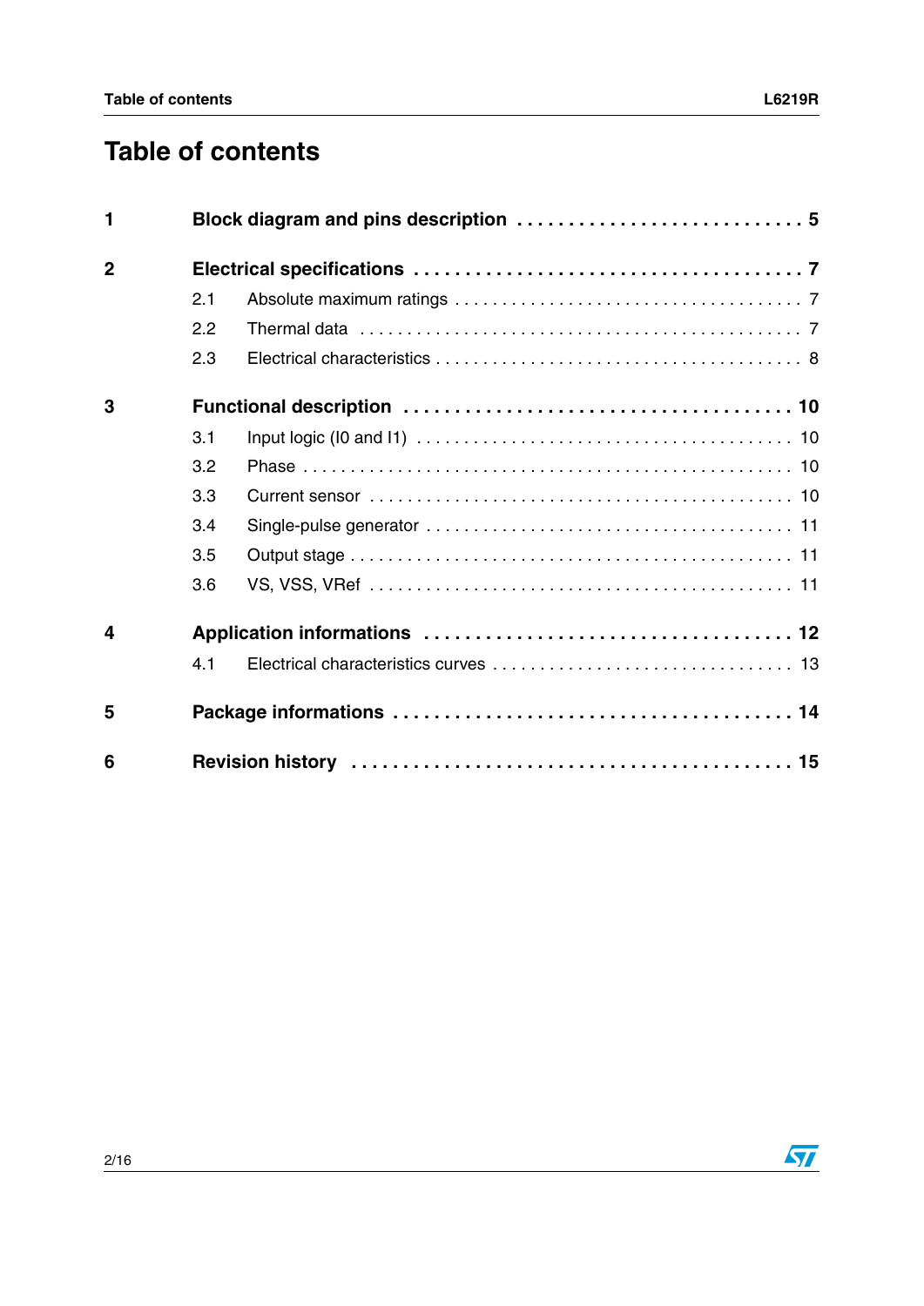# Table of contents

| | | |
|---|---|---|
| **1** | **Block diagram and pins description** | **5** |
| **2** | **Electrical specifications** | **7** |
| | 2.1 Absolute maximum ratings | 7 |
| | 2.2 Thermal data | 7 |
| | 2.3 Electrical characteristics | 8 |
| **3** | **Functional description** | **10** |
| | 3.1 Input logic (I0 and I1) | 10 |
| | 3.2 Phase | 10 |
| | 3.3 Current sensor | 10 |
| | 3.4 Single-pulse generator | 11 |
| | 3.5 Output stage | 11 |
| | 3.6 VS, VSS, VRef | 11 |
| **4** | **Application informations** | **12** |
| | 4.1 Electrical characteristics curves | 13 |
| **5** | **Package informations** | **14** |
| **6** | **Revision history** | **15** |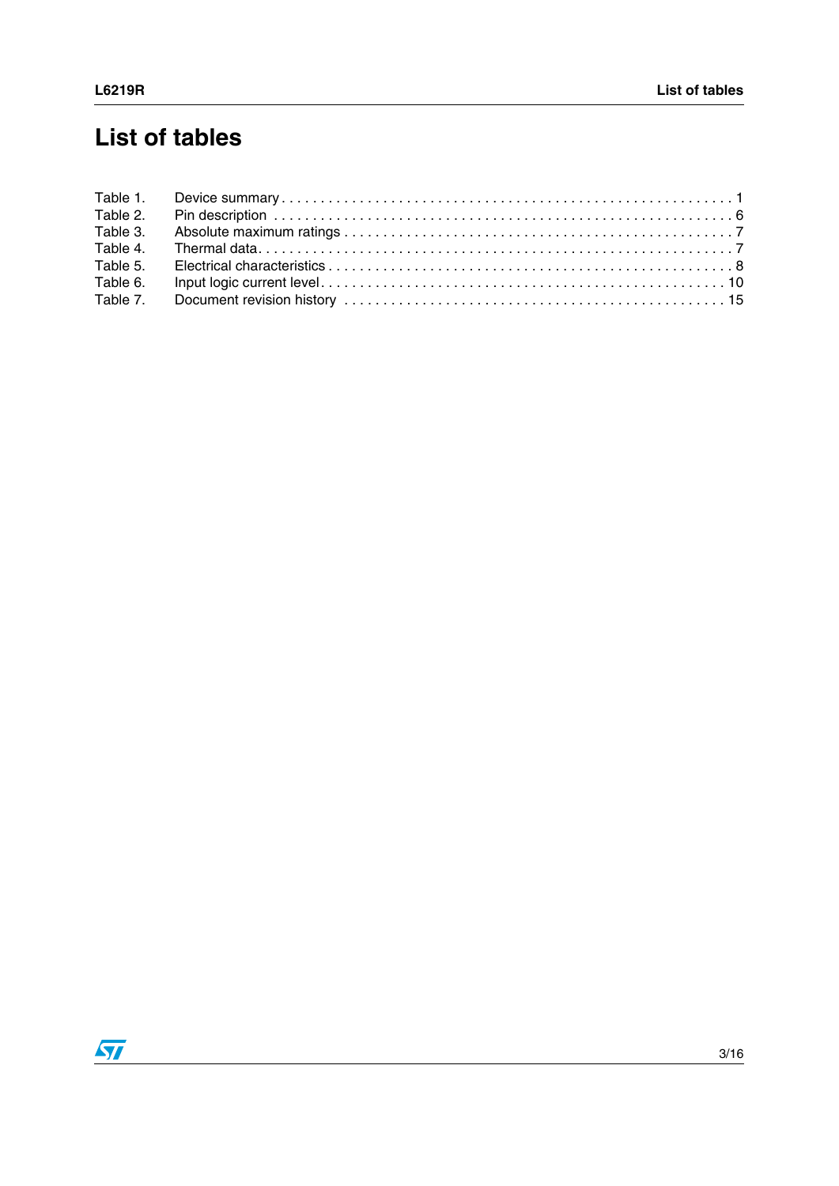# List of tables

Table 1. Device summary . . . . . . . . . . . . . . . . . . . . . . . . . . . . . . . . . . . . . . . . . . . . . . . . . . . . . . . . 1
Table 2. Pin description . . . . . . . . . . . . . . . . . . . . . . . . . . . . . . . . . . . . . . . . . . . . . . . . . . . . . . . . 6
Table 3. Absolute maximum ratings . . . . . . . . . . . . . . . . . . . . . . . . . . . . . . . . . . . . . . . . . . . . . . . 7
Table 4. Thermal data. . . . . . . . . . . . . . . . . . . . . . . . . . . . . . . . . . . . . . . . . . . . . . . . . . . . . . . . . . 7
Table 5. Electrical characteristics . . . . . . . . . . . . . . . . . . . . . . . . . . . . . . . . . . . . . . . . . . . . . . . . . 8
Table 6. Input logic current level. . . . . . . . . . . . . . . . . . . . . . . . . . . . . . . . . . . . . . . . . . . . . . . . . 10
Table 7. Document revision history . . . . . . . . . . . . . . . . . . . . . . . . . . . . . . . . . . . . . . . . . . . . . . 15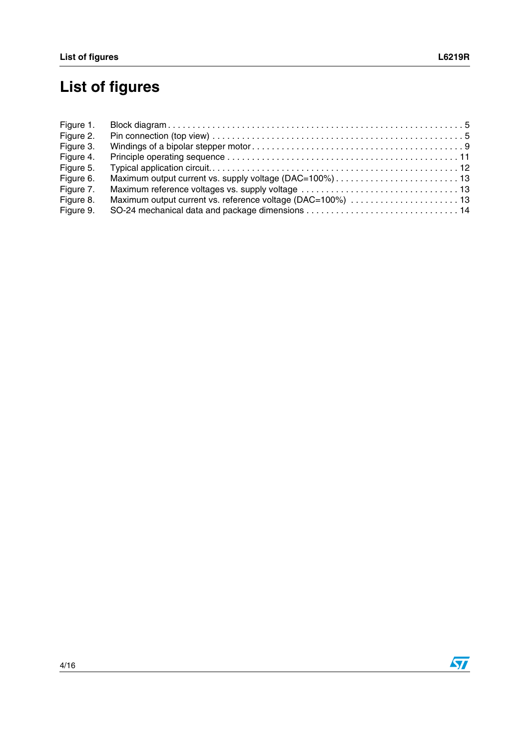# List of figures

Figure 1. Block diagram . . . . . . . . . . . . . . . . . . . . . . . . . . . . . . . . . . . . . . . . . . . . . . . . . . . . . . . . . . . . 5
Figure 2. Pin connection (top view) . . . . . . . . . . . . . . . . . . . . . . . . . . . . . . . . . . . . . . . . . . . . . . . . . . 5
Figure 3. Windings of a bipolar stepper motor . . . . . . . . . . . . . . . . . . . . . . . . . . . . . . . . . . . . . . . . . . 9
Figure 4. Principle operating sequence . . . . . . . . . . . . . . . . . . . . . . . . . . . . . . . . . . . . . . . . . . . . . . 11
Figure 5. Typical application circuit. . . . . . . . . . . . . . . . . . . . . . . . . . . . . . . . . . . . . . . . . . . . . . . . . 12
Figure 6. Maximum output current vs. supply voltage (DAC=100%) . . . . . . . . . . . . . . . . . . . . . . . . . 13
Figure 7. Maximum reference voltages vs. supply voltage . . . . . . . . . . . . . . . . . . . . . . . . . . . . . . . . 13
Figure 8. Maximum output current vs. reference voltage (DAC=100%) . . . . . . . . . . . . . . . . . . . . . . 13
Figure 9. SO-24 mechanical data and package dimensions . . . . . . . . . . . . . . . . . . . . . . . . . . . . . . . 14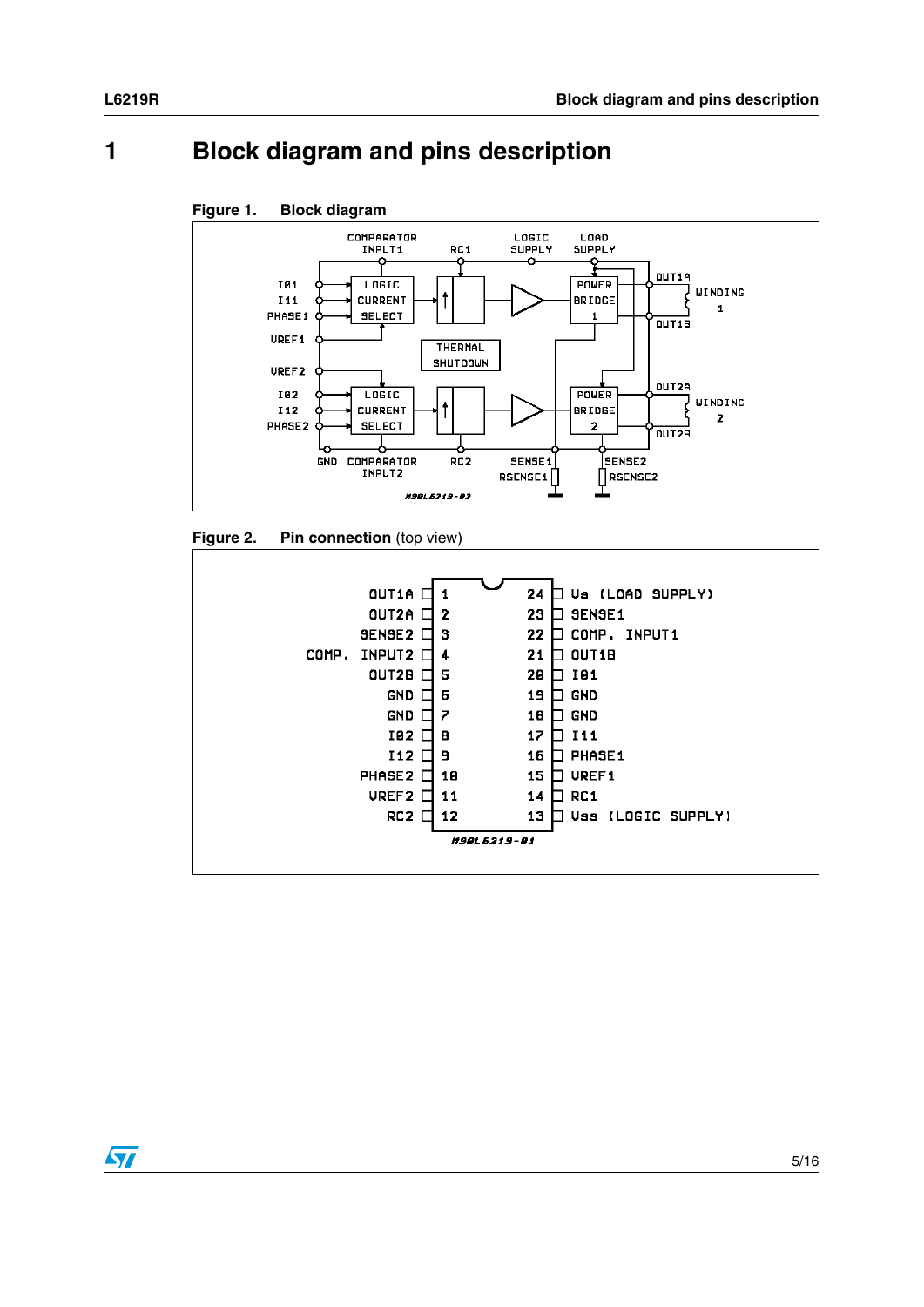# 1 Block diagram and pins description

**Figure 1. Block diagram**

**Figure 2. Pin connection** (top view)

| Pin | Name | Pin | Name |
|---|---|---|---|
| 1 | OUT1A | 24 | Vs (LOAD SUPPLY) |
| 2 | OUT2A | 23 | SENSE1 |
| 3 | SENSE2 | 22 | COMP. INPUT1 |
| 4 | COMP. INPUT2 | 21 | OUT1B |
| 5 | OUT2B | 20 | I01 |
| 6 | GND | 19 | GND |
| 7 | GND | 18 | GND |
| 8 | I02 | 17 | I11 |
| 9 | I12 | 16 | PHASE1 |
| 10 | PHASE2 | 15 | VREF1 |
| 11 | VREF2 | 14 | RC1 |
| 12 | RC2 | 13 | Vss (LOGIC SUPPLY) |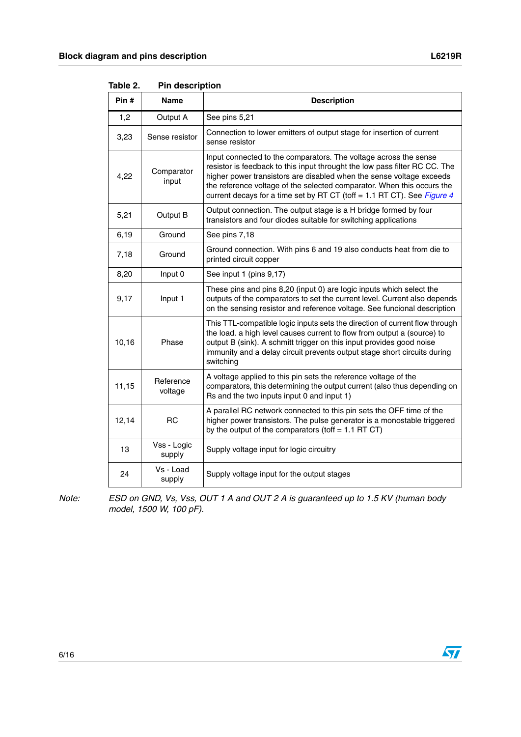**Table 2. Pin description**

| Pin # | Name | Description |
|---|---|---|
| 1,2 | Output A | See pins 5,21 |
| 3,23 | Sense resistor | Connection to lower emitters of output stage for insertion of current sense resistor |
| 4,22 | Comparator input | Input connected to the comparators. The voltage across the sense resistor is feedback to this input throught the low pass filter RC CC. The higher power transistors are disabled when the sense voltage exceeds the reference voltage of the selected comparator. When this occurs the current decays for a time set by RT CT (toff = 1.1 RT CT). See *Figure 4* |
| 5,21 | Output B | Output connection. The output stage is a H bridge formed by four transistors and four diodes suitable for switching applications |
| 6,19 | Ground | See pins 7,18 |
| 7,18 | Ground | Ground connection. With pins 6 and 19 also conducts heat from die to printed circuit copper |
| 8,20 | Input 0 | See input 1 (pins 9,17) |
| 9,17 | Input 1 | These pins and pins 8,20 (input 0) are logic inputs which select the outputs of the comparators to set the current level. Current also depends on the sensing resistor and reference voltage. See funcional description |
| 10,16 | Phase | This TTL-compatible logic inputs sets the direction of current flow through the load. a high level causes current to flow from output a (source) to output B (sink). A schmitt trigger on this input provides good noise immunity and a delay circuit prevents output stage short circuits during switching |
| 11,15 | Reference voltage | A voltage applied to this pin sets the reference voltage of the comparators, this determining the output current (also thus depending on Rs and the two inputs input 0 and input 1) |
| 12,14 | RC | A parallel RC network connected to this pin sets the OFF time of the higher power transistors. The pulse generator is a monostable triggered by the output of the comparators (toff = 1.1 RT CT) |
| 13 | Vss - Logic supply | Supply voltage input for logic circuitry |
| 24 | Vs - Load supply | Supply voltage input for the output stages |

*Note: ESD on GND, Vs, Vss, OUT 1 A and OUT 2 A is guaranteed up to 1.5 KV (human body model, 1500 W, 100 pF).*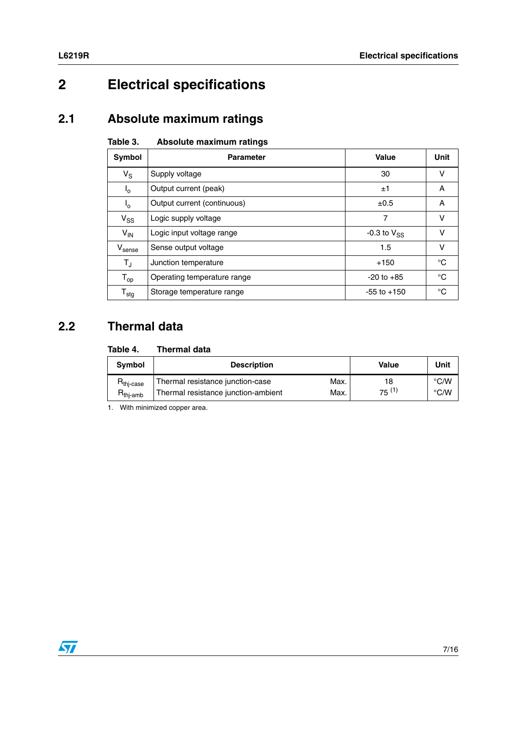# 2 Electrical specifications

## 2.1 Absolute maximum ratings

Table 3. Absolute maximum ratings

| Symbol | Parameter | Value | Unit |
|---|---|---|---|
| $V_S$ | Supply voltage | 30 | V |
| $I_o$ | Output current (peak) | ±1 | A |
| $I_o$ | Output current (continuous) | ±0.5 | A |
| $V_{SS}$ | Logic supply voltage | 7 | V |
| $V_{IN}$ | Logic input voltage range | -0.3 to $V_{SS}$ | V |
| $V_{sense}$ | Sense output voltage | 1.5 | V |
| $T_J$ | Junction temperature | +150 | °C |
| $T_{op}$ | Operating temperature range | -20 to +85 | °C |
| $T_{stg}$ | Storage temperature range | -55 to +150 | °C |

## 2.2 Thermal data

Table 4. Thermal data

| Symbol | Description | | Value | Unit |
|---|---|---|---|---|
| $R_{thj\text{-}case}$ | Thermal resistance junction-case | Max. | 18 | °C/W |
| $R_{thj\text{-}amb}$ | Thermal resistance junction-ambient | Max. | 75 [1] | °C/W |

1. With minimized copper area.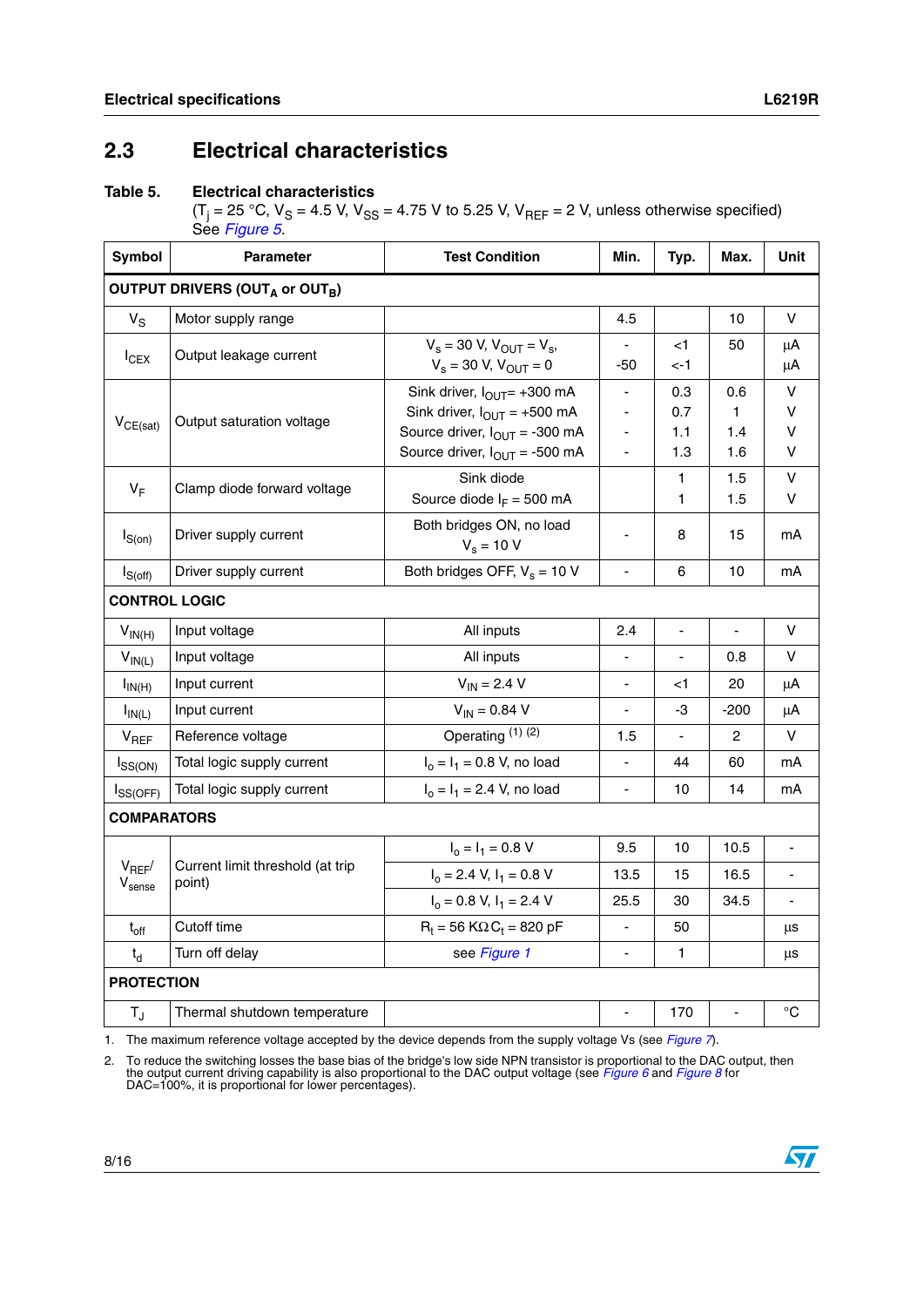## 2.3 Electrical characteristics

**Table 5. Electrical characteristics**
($T_j$ = 25 °C, $V_S$ = 4.5 V, $V_{SS}$ = 4.75 V to 5.25 V, $V_{REF}$ = 2 V, unless otherwise specified)
See *Figure 5*.

| Symbol | Parameter | Test Condition | Min. | Typ. | Max. | Unit |
|---|---|---|---|---|---|---|
| **OUTPUT DRIVERS ($OUT_A$ or $OUT_B$)** | | | | | | |
| $V_S$ | Motor supply range | | 4.5 | | 10 | V |
| $I_{CEX}$ | Output leakage current | $V_s$ = 30 V, $V_{OUT}$ = $V_s$,<br>$V_s$ = 30 V, $V_{OUT}$ = 0 | -<br>-50 | <1<br><-1 | 50 | µA<br>µA |
| $V_{CE(sat)}$ | Output saturation voltage | Sink driver, $I_{OUT}$= +300 mA<br>Sink driver, $I_{OUT}$ = +500 mA<br>Source driver, $I_{OUT}$ = -300 mA<br>Source driver, $I_{OUT}$ = -500 mA | -<br>-<br>-<br>- | 0.3<br>0.7<br>1.1<br>1.3 | 0.6<br>1<br>1.4<br>1.6 | V<br>V<br>V<br>V |
| $V_F$ | Clamp diode forward voltage | Sink diode<br>Source diode $I_F$ = 500 mA | | 1<br>1 | 1.5<br>1.5 | V<br>V |
| $I_{S(on)}$ | Driver supply current | Both bridges ON, no load<br>$V_s$ = 10 V | - | 8 | 15 | mA |
| $I_{S(off)}$ | Driver supply current | Both bridges OFF, $V_s$ = 10 V | - | 6 | 10 | mA |
| **CONTROL LOGIC** | | | | | | |
| $V_{IN(H)}$ | Input voltage | All inputs | 2.4 | - | - | V |
| $V_{IN(L)}$ | Input voltage | All inputs | - | - | 0.8 | V |
| $I_{IN(H)}$ | Input current | $V_{IN}$ = 2.4 V | - | <1 | 20 | µA |
| $I_{IN(L)}$ | Input current | $V_{IN}$ = 0.84 V | - | -3 | -200 | µA |
| $V_{REF}$ | Reference voltage | Operating (1) (2) | 1.5 | - | 2 | V |
| $I_{SS(ON)}$ | Total logic supply current | $I_o$ = $I_1$ = 0.8 V, no load | - | 44 | 60 | mA |
| $I_{SS(OFF)}$ | Total logic supply current | $I_o$ = $I_1$ = 2.4 V, no load | - | 10 | 14 | mA |
| **COMPARATORS** | | | | | | |
| $V_{REF}$/ $V_{sense}$ | Current limit threshold (at trip point) | $I_o$ = $I_1$ = 0.8 V | 9.5 | 10 | 10.5 | - |
| | | $I_o$ = 2.4 V, $I_1$ = 0.8 V | 13.5 | 15 | 16.5 | - |
| | | $I_o$ = 0.8 V, $I_1$ = 2.4 V | 25.5 | 30 | 34.5 | - |
| $t_{off}$ | Cutoff time | $R_t$ = 56 KΩ $C_t$ = 820 pF | - | 50 | | µs |
| $t_d$ | Turn off delay | see *Figure 1* | - | 1 | | µs |
| **PROTECTION** | | | | | | |
| $T_J$ | Thermal shutdown temperature | | - | 170 | - | °C |

1. The maximum reference voltage accepted by the device depends from the supply voltage Vs (see *Figure 7*).
2. To reduce the switching losses the base bias of the bridge's low side NPN transistor is proportional to the DAC output, then the output current driving capability is also proportional to the DAC output voltage (see *Figure 6* and *Figure 8* for DAC=100%, it is proportional for lower percentages).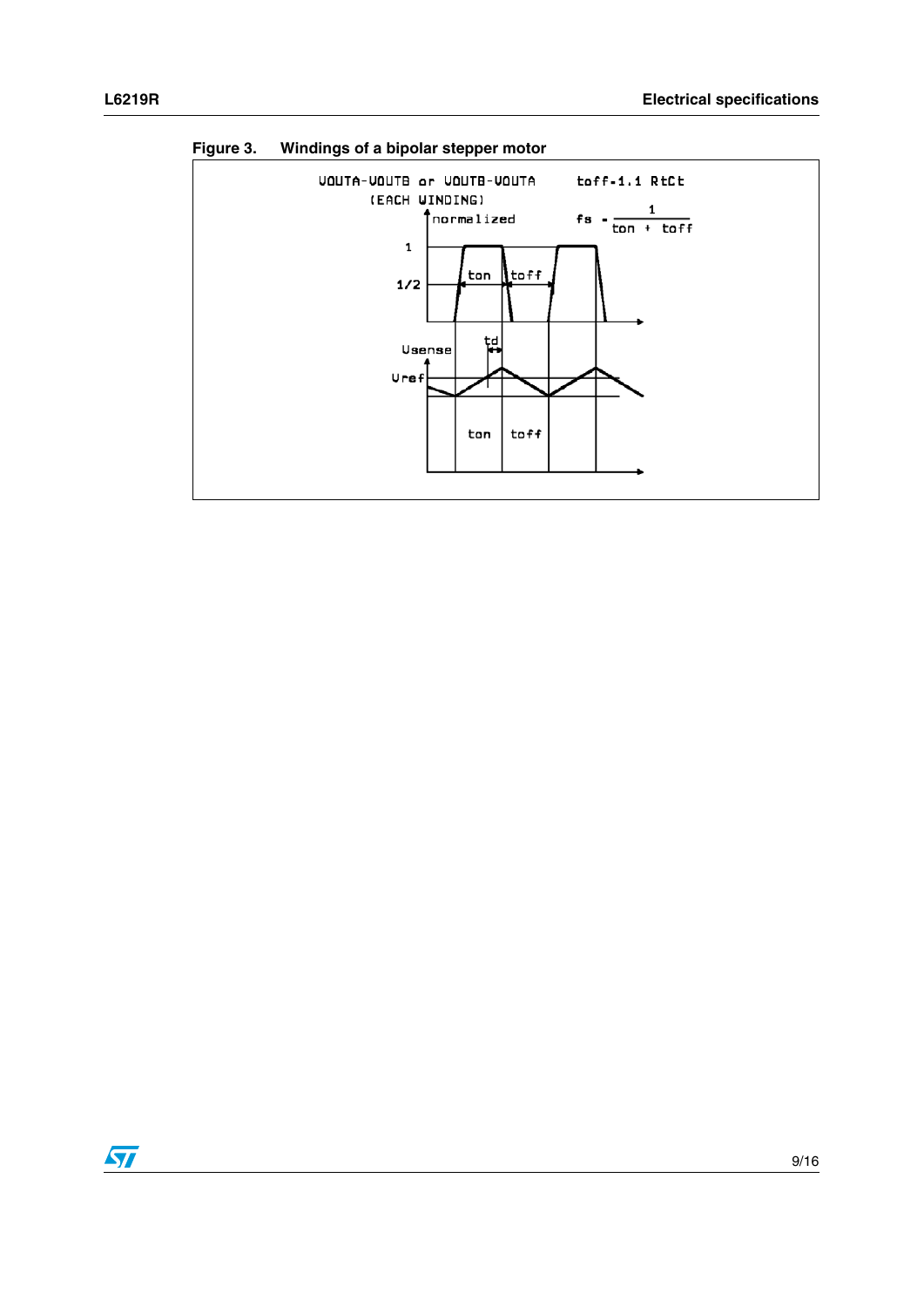**Figure 3. Windings of a bipolar stepper motor**

VOUTA-VOUTB or VOUTB-VOUTA (EACH WINDING)

normalized

$t_{off} = 1.1\ R_t C_t$

$f_s = \frac{1}{t_{on} + t_{off}}$

1

1/2

ton

toff

td

Usense

Vref

ton

toff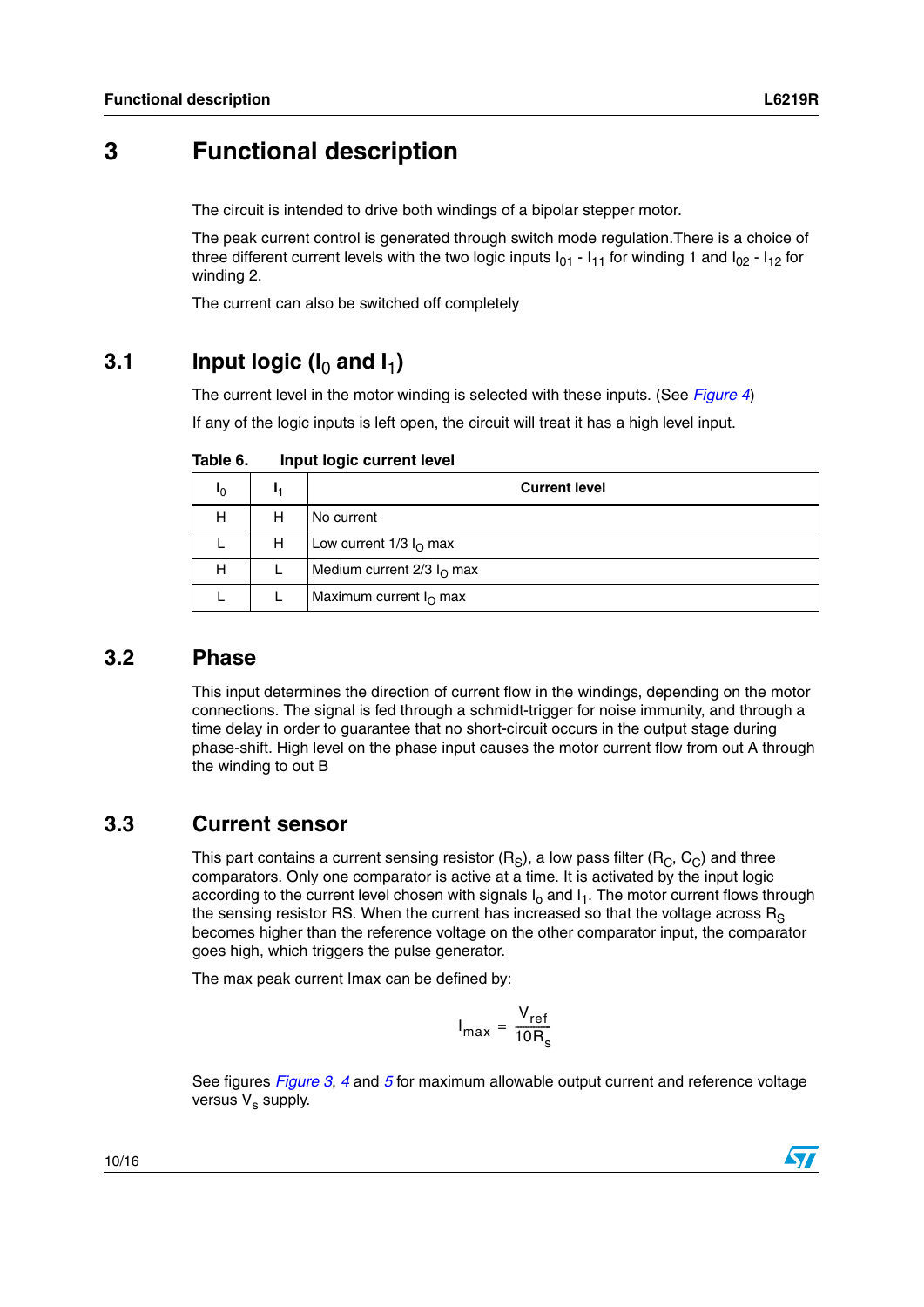# 3 Functional description

The circuit is intended to drive both windings of a bipolar stepper motor.

The peak current control is generated through switch mode regulation.There is a choice of three different current levels with the two logic inputs $I_{01}$ - $I_{11}$ for winding 1 and $I_{02}$ - $I_{12}$ for winding 2.

The current can also be switched off completely

## 3.1 Input logic ($I_0$ and $I_1$)

The current level in the motor winding is selected with these inputs. (See *Figure 4*)

If any of the logic inputs is left open, the circuit will treat it has a high level input.

**Table 6. Input logic current level**

| $I_0$ | $I_1$ | Current level |
|---|---|---|
| H | H | No current |
| L | H | Low current 1/3 $I_O$ max |
| H | L | Medium current 2/3 $I_O$ max |
| L | L | Maximum current $I_O$ max |

## 3.2 Phase

This input determines the direction of current flow in the windings, depending on the motor connections. The signal is fed through a schmidt-trigger for noise immunity, and through a time delay in order to guarantee that no short-circuit occurs in the output stage during phase-shift. High level on the phase input causes the motor current flow from out A through the winding to out B

## 3.3 Current sensor

This part contains a current sensing resistor ($R_S$), a low pass filter ($R_C$, $C_C$) and three comparators. Only one comparator is active at a time. It is activated by the input logic according to the current level chosen with signals $I_o$ and $I_1$. The motor current flows through the sensing resistor RS. When the current has increased so that the voltage across $R_S$ becomes higher than the reference voltage on the other comparator input, the comparator goes high, which triggers the pulse generator.

The max peak current Imax can be defined by:

$$I_{max} = \frac{V_{ref}}{10R_s}$$

See figures *Figure 3*, *4* and *5* for maximum allowable output current and reference voltage versus $V_s$ supply.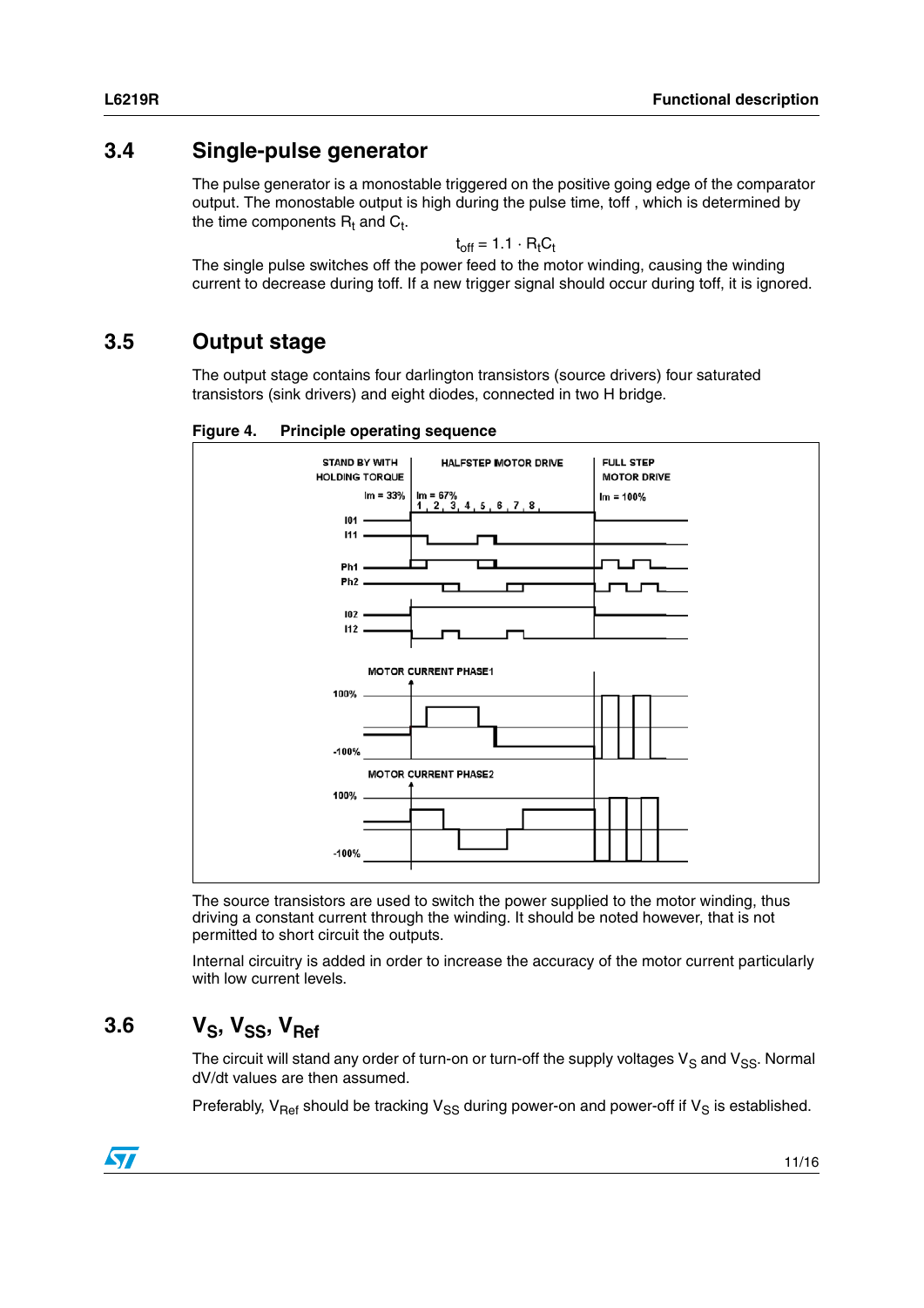## 3.4 Single-pulse generator

The pulse generator is a monostable triggered on the positive going edge of the comparator output. The monostable output is high during the pulse time, toff , which is determined by the time components $R_t$ and $C_t$.

$$t_{off} = 1.1 \cdot R_t C_t$$

The single pulse switches off the power feed to the motor winding, causing the winding current to decrease during toff. If a new trigger signal should occur during toff, it is ignored.

## 3.5 Output stage

The output stage contains four darlington transistors (source drivers) four saturated transistors (sink drivers) and eight diodes, connected in two H bridge.

**Figure 4. Principle operating sequence**

The source transistors are used to switch the power supplied to the motor winding, thus driving a constant current through the winding. It should be noted however, that is not permitted to short circuit the outputs.

Internal circuitry is added in order to increase the accuracy of the motor current particularly with low current levels.

## 3.6 $V_S$, $V_{SS}$, $V_{Ref}$

The circuit will stand any order of turn-on or turn-off the supply voltages $V_S$ and $V_{SS}$. Normal dV/dt values are then assumed.

Preferably, $V_{Ref}$ should be tracking $V_{SS}$ during power-on and power-off if $V_S$ is established.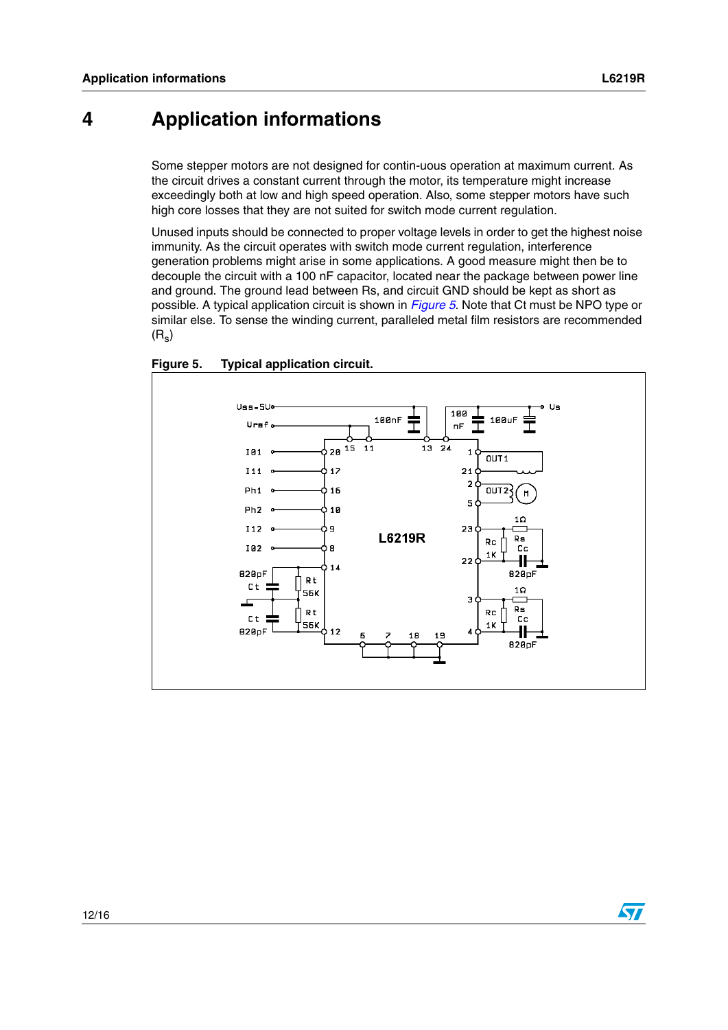# 4 Application informations

Some stepper motors are not designed for contin-uous operation at maximum current. As the circuit drives a constant current through the motor, its temperature might increase exceedingly both at low and high speed operation. Also, some stepper motors have such high core losses that they are not suited for switch mode current regulation.

Unused inputs should be connected to proper voltage levels in order to get the highest noise immunity. As the circuit operates with switch mode current regulation, interference generation problems might arise in some applications. A good measure might then be to decouple the circuit with a 100 nF capacitor, located near the package between power line and ground. The ground lead between Rs, and circuit GND should be kept as short as possible. A typical application circuit is shown in *Figure 5*. Note that Ct must be NPO type or similar else. To sense the winding current, paralleled metal film resistors are recommended ($R_s$)

**Figure 5. Typical application circuit.**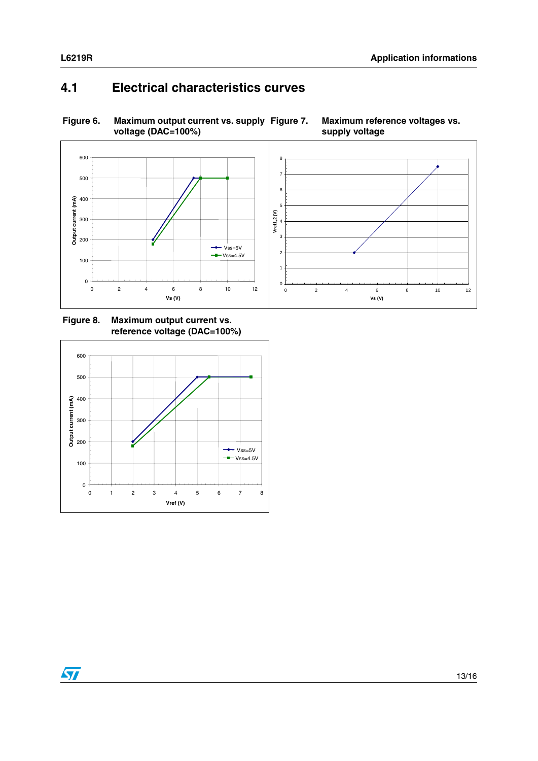## 4.1 Electrical characteristics curves

**Figure 6. Maximum output current vs. supply voltage (DAC=100%)**

**Figure 7. Maximum reference voltages vs. supply voltage**

**Figure 8. Maximum output current vs. reference voltage (DAC=100%)**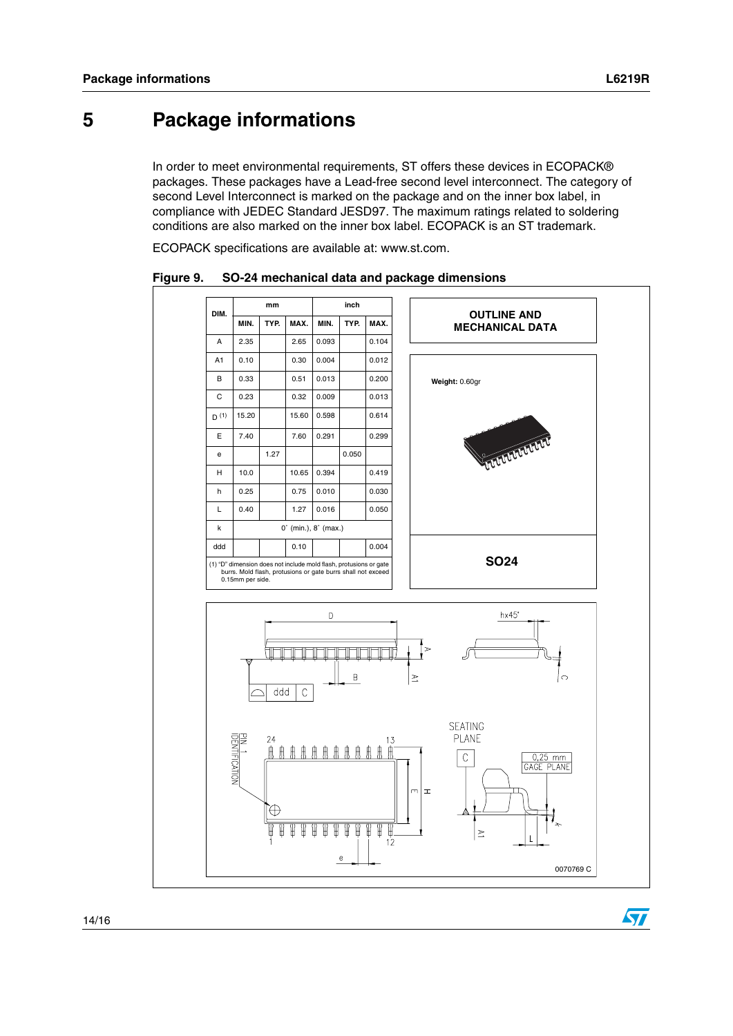# 5 Package informations

In order to meet environmental requirements, ST offers these devices in ECOPACK® packages. These packages have a Lead-free second level interconnect. The category of second Level Interconnect is marked on the package and on the inner box label, in compliance with JEDEC Standard JESD97. The maximum ratings related to soldering conditions are also marked on the inner box label. ECOPACK is an ST trademark.

ECOPACK specifications are available at: www.st.com.

**Figure 9. SO-24 mechanical data and package dimensions**

| DIM. | mm | | | inch | | |
|---|---|---|---|---|---|---|
| | MIN. | TYP. | MAX. | MIN. | TYP. | MAX. |
| A | 2.35 | | 2.65 | 0.093 | | 0.104 |
| A1 | 0.10 | | 0.30 | 0.004 | | 0.012 |
| B | 0.33 | | 0.51 | 0.013 | | 0.200 |
| C | 0.23 | | 0.32 | 0.009 | | 0.013 |
| D [(1)] | 15.20 | | 15.60 | 0.598 | | 0.614 |
| E | 7.40 | | 7.60 | 0.291 | | 0.299 |
| e | | 1.27 | | | 0.050 | |
| H | 10.0 | | 10.65 | 0.394 | | 0.419 |
| h | 0.25 | | 0.75 | 0.010 | | 0.030 |
| L | 0.40 | | 1.27 | 0.016 | | 0.050 |
| k | 0° (min.), 8° (max.) | | | | | |
| ddd | | | 0.10 | | | 0.004 |

(1) "D" dimension does not include mold flash, protusions or gate burrs. Mold flash, protusions or gate burrs shall not exceed 0.15mm per side.

**OUTLINE AND MECHANICAL DATA**

**Weight:** 0.60gr

**SO24**

0070769 C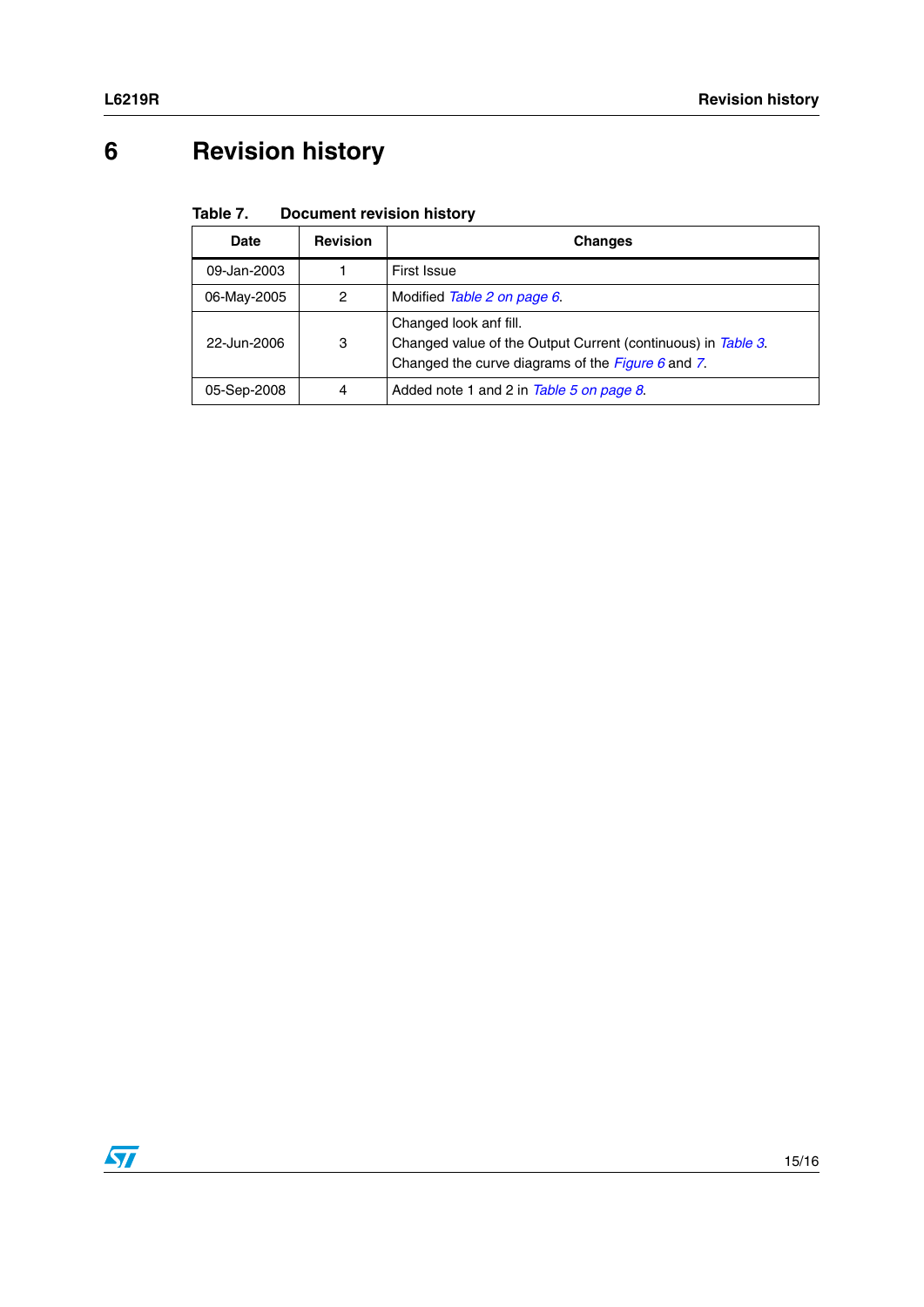# 6 Revision history

Table 7. Document revision history

| Date | Revision | Changes |
|---|---|---|
| 09-Jan-2003 | 1 | First Issue |
| 06-May-2005 | 2 | Modified *Table 2 on page 6*. |
| 22-Jun-2006 | 3 | Changed look anf fill.<br>Changed value of the Output Current (continuous) in *Table 3*.<br>Changed the curve diagrams of the *Figure 6* and *7*. |
| 05-Sep-2008 | 4 | Added note 1 and 2 in *Table 5 on page 8*. |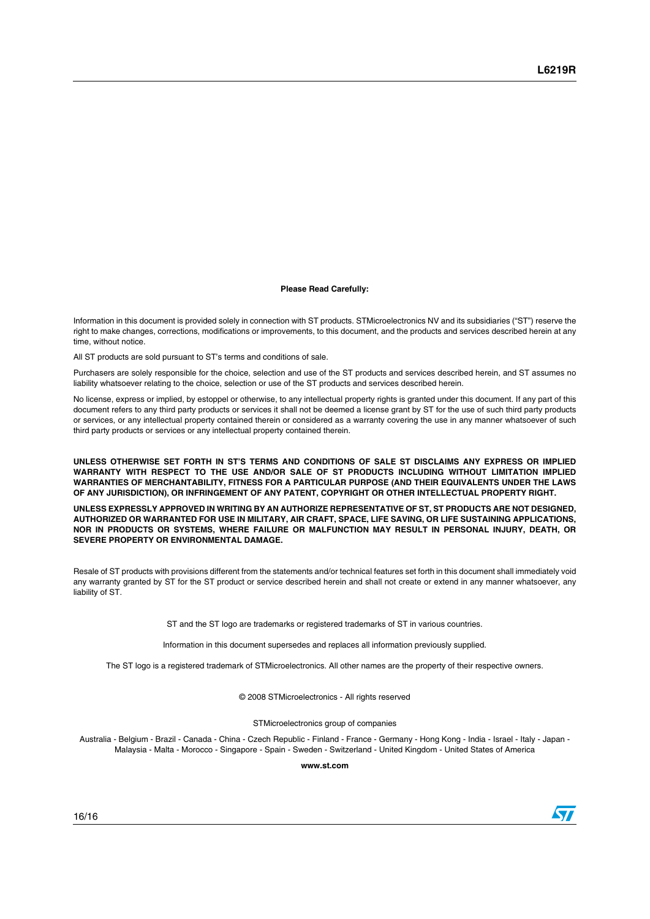**Please Read Carefully:**

Information in this document is provided solely in connection with ST products. STMicroelectronics NV and its subsidiaries ("ST") reserve the right to make changes, corrections, modifications or improvements, to this document, and the products and services described herein at any time, without notice.

All ST products are sold pursuant to ST's terms and conditions of sale.

Purchasers are solely responsible for the choice, selection and use of the ST products and services described herein, and ST assumes no liability whatsoever relating to the choice, selection or use of the ST products and services described herein.

No license, express or implied, by estoppel or otherwise, to any intellectual property rights is granted under this document. If any part of this document refers to any third party products or services it shall not be deemed a license grant by ST for the use of such third party products or services, or any intellectual property contained therein or considered as a warranty covering the use in any manner whatsoever of such third party products or services or any intellectual property contained therein.

**UNLESS OTHERWISE SET FORTH IN ST'S TERMS AND CONDITIONS OF SALE ST DISCLAIMS ANY EXPRESS OR IMPLIED WARRANTY WITH RESPECT TO THE USE AND/OR SALE OF ST PRODUCTS INCLUDING WITHOUT LIMITATION IMPLIED WARRANTIES OF MERCHANTABILITY, FITNESS FOR A PARTICULAR PURPOSE (AND THEIR EQUIVALENTS UNDER THE LAWS OF ANY JURISDICTION), OR INFRINGEMENT OF ANY PATENT, COPYRIGHT OR OTHER INTELLECTUAL PROPERTY RIGHT.**

**UNLESS EXPRESSLY APPROVED IN WRITING BY AN AUTHORIZE REPRESENTATIVE OF ST, ST PRODUCTS ARE NOT DESIGNED, AUTHORIZED OR WARRANTED FOR USE IN MILITARY, AIR CRAFT, SPACE, LIFE SAVING, OR LIFE SUSTAINING APPLICATIONS, NOR IN PRODUCTS OR SYSTEMS, WHERE FAILURE OR MALFUNCTION MAY RESULT IN PERSONAL INJURY, DEATH, OR SEVERE PROPERTY OR ENVIRONMENTAL DAMAGE.**

Resale of ST products with provisions different from the statements and/or technical features set forth in this document shall immediately void any warranty granted by ST for the ST product or service described herein and shall not create or extend in any manner whatsoever, any liability of ST.

ST and the ST logo are trademarks or registered trademarks of ST in various countries.

Information in this document supersedes and replaces all information previously supplied.

The ST logo is a registered trademark of STMicroelectronics. All other names are the property of their respective owners.

© 2008 STMicroelectronics - All rights reserved

STMicroelectronics group of companies

Australia - Belgium - Brazil - Canada - China - Czech Republic - Finland - France - Germany - Hong Kong - India - Israel - Italy - Japan - Malaysia - Malta - Morocco - Singapore - Spain - Sweden - Switzerland - United Kingdom - United States of America

**www.st.com**